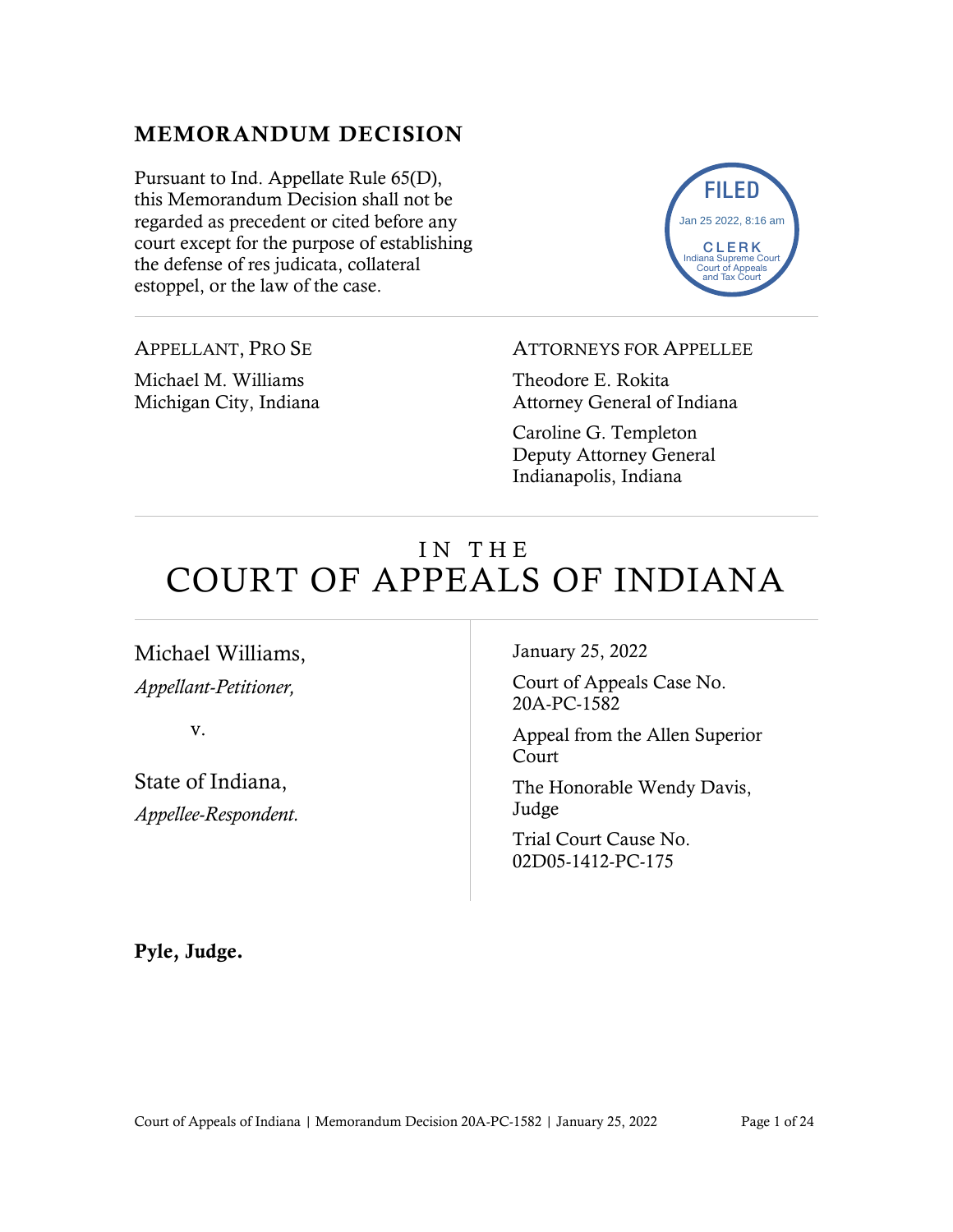## MEMORANDUM DECISION

Pursuant to Ind. Appellate Rule 65(D), this Memorandum Decision shall not be regarded as precedent or cited before any court except for the purpose of establishing the defense of res judicata, collateral estoppel, or the law of the case.

FILED
Jan 25 2022, 8:16 am
CLERK
Indiana Supreme Court
Court of Appeals
and Tax Court

APPELLANT, PRO SE

Michael M. Williams
Michigan City, Indiana

ATTORNEYS FOR APPELLEE

Theodore E. Rokita
Attorney General of Indiana

Caroline G. Templeton
Deputy Attorney General
Indianapolis, Indiana

# IN THE COURT OF APPEALS OF INDIANA

Michael Williams,
*Appellant-Petitioner,*

v.

State of Indiana,
*Appellee-Respondent.*

January 25, 2022

Court of Appeals Case No. 20A-PC-1582

Appeal from the Allen Superior Court

The Honorable Wendy Davis, Judge

Trial Court Cause No. 02D05-1412-PC-175

**Pyle, Judge.**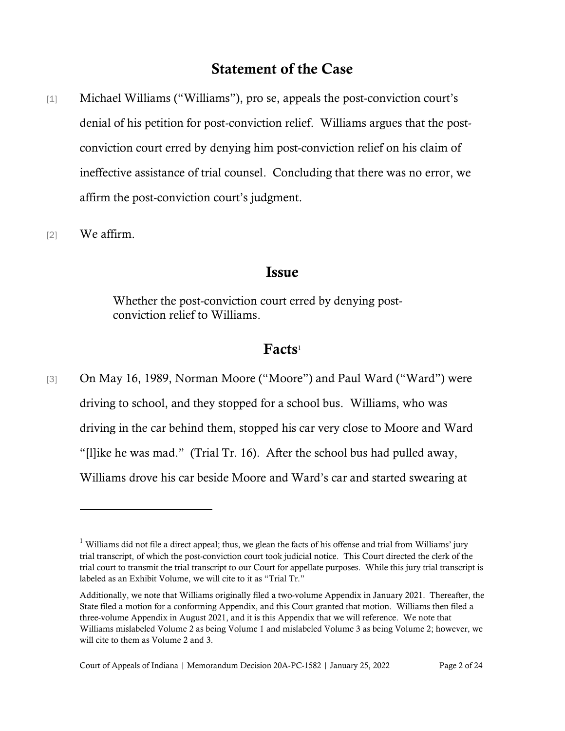## Statement of the Case

[1] Michael Williams ("Williams"), pro se, appeals the post-conviction court's denial of his petition for post-conviction relief. Williams argues that the post-conviction court erred by denying him post-conviction relief on his claim of ineffective assistance of trial counsel. Concluding that there was no error, we affirm the post-conviction court's judgment.

[2] We affirm.

## Issue

> Whether the post-conviction court erred by denying post-conviction relief to Williams.

## Facts[1]

[3] On May 16, 1989, Norman Moore ("Moore") and Paul Ward ("Ward") were driving to school, and they stopped for a school bus. Williams, who was driving in the car behind them, stopped his car very close to Moore and Ward "[l]ike he was mad." (Trial Tr. 16). After the school bus had pulled away, Williams drove his car beside Moore and Ward's car and started swearing at

---

[1] Williams did not file a direct appeal; thus, we glean the facts of his offense and trial from Williams' jury trial transcript, of which the post-conviction court took judicial notice. This Court directed the clerk of the trial court to transmit the trial transcript to our Court for appellate purposes. While this jury trial transcript is labeled as an Exhibit Volume, we will cite to it as "Trial Tr."

Additionally, we note that Williams originally filed a two-volume Appendix in January 2021. Thereafter, the State filed a motion for a conforming Appendix, and this Court granted that motion. Williams then filed a three-volume Appendix in August 2021, and it is this Appendix that we will reference. We note that Williams mislabeled Volume 2 as being Volume 1 and mislabeled Volume 3 as being Volume 2; however, we will cite to them as Volume 2 and 3.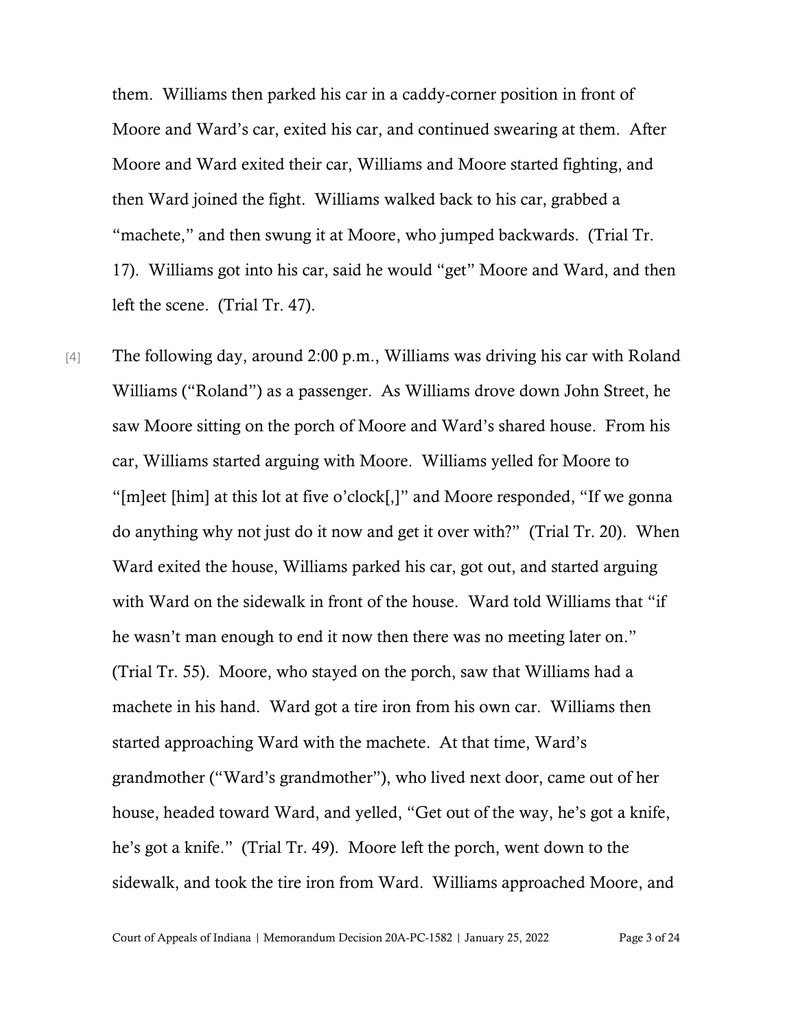them. Williams then parked his car in a caddy-corner position in front of Moore and Ward's car, exited his car, and continued swearing at them. After Moore and Ward exited their car, Williams and Moore started fighting, and then Ward joined the fight. Williams walked back to his car, grabbed a "machete," and then swung it at Moore, who jumped backwards. (Trial Tr. 17). Williams got into his car, said he would "get" Moore and Ward, and then left the scene. (Trial Tr. 47).

[4] The following day, around 2:00 p.m., Williams was driving his car with Roland Williams ("Roland") as a passenger. As Williams drove down John Street, he saw Moore sitting on the porch of Moore and Ward's shared house. From his car, Williams started arguing with Moore. Williams yelled for Moore to "[m]eet [him] at this lot at five o'clock[,]" and Moore responded, "If we gonna do anything why not just do it now and get it over with?" (Trial Tr. 20). When Ward exited the house, Williams parked his car, got out, and started arguing with Ward on the sidewalk in front of the house. Ward told Williams that "if he wasn't man enough to end it now then there was no meeting later on." (Trial Tr. 55). Moore, who stayed on the porch, saw that Williams had a machete in his hand. Ward got a tire iron from his own car. Williams then started approaching Ward with the machete. At that time, Ward's grandmother ("Ward's grandmother"), who lived next door, came out of her house, headed toward Ward, and yelled, "Get out of the way, he's got a knife, he's got a knife." (Trial Tr. 49). Moore left the porch, went down to the sidewalk, and took the tire iron from Ward. Williams approached Moore, and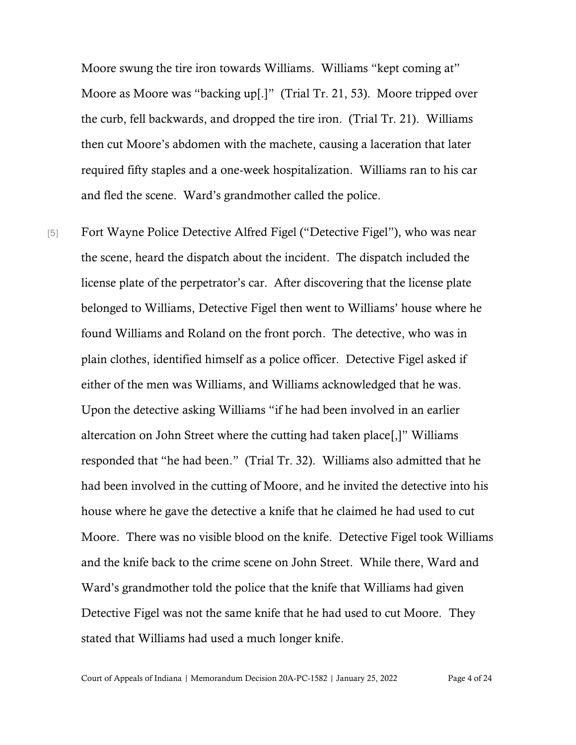Moore swung the tire iron towards Williams. Williams "kept coming at" Moore as Moore was "backing up[.]" (Trial Tr. 21, 53). Moore tripped over the curb, fell backwards, and dropped the tire iron. (Trial Tr. 21). Williams then cut Moore's abdomen with the machete, causing a laceration that later required fifty staples and a one-week hospitalization. Williams ran to his car and fled the scene. Ward's grandmother called the police.

[5] Fort Wayne Police Detective Alfred Figel ("Detective Figel"), who was near the scene, heard the dispatch about the incident. The dispatch included the license plate of the perpetrator's car. After discovering that the license plate belonged to Williams, Detective Figel then went to Williams' house where he found Williams and Roland on the front porch. The detective, who was in plain clothes, identified himself as a police officer. Detective Figel asked if either of the men was Williams, and Williams acknowledged that he was. Upon the detective asking Williams "if he had been involved in an earlier altercation on John Street where the cutting had taken place[,]" Williams responded that "he had been." (Trial Tr. 32). Williams also admitted that he had been involved in the cutting of Moore, and he invited the detective into his house where he gave the detective a knife that he claimed he had used to cut Moore. There was no visible blood on the knife. Detective Figel took Williams and the knife back to the crime scene on John Street. While there, Ward and Ward's grandmother told the police that the knife that Williams had given Detective Figel was not the same knife that he had used to cut Moore. They stated that Williams had used a much longer knife.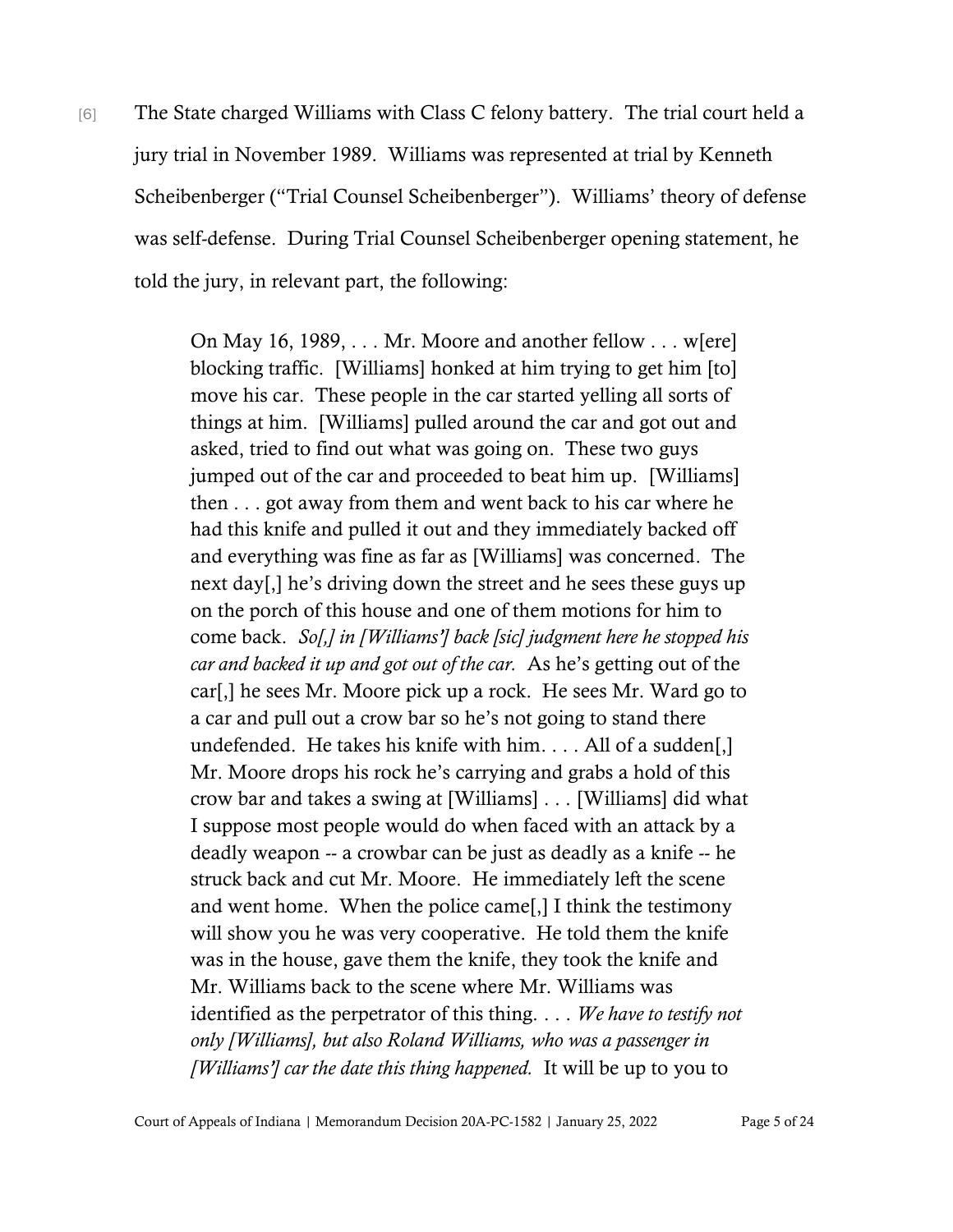[6] The State charged Williams with Class C felony battery. The trial court held a jury trial in November 1989. Williams was represented at trial by Kenneth Scheibenberger ("Trial Counsel Scheibenberger"). Williams' theory of defense was self-defense. During Trial Counsel Scheibenberger opening statement, he told the jury, in relevant part, the following:

> On May 16, 1989, . . . Mr. Moore and another fellow . . . w[ere] blocking traffic. [Williams] honked at him trying to get him [to] move his car. These people in the car started yelling all sorts of things at him. [Williams] pulled around the car and got out and asked, tried to find out what was going on. These two guys jumped out of the car and proceeded to beat him up. [Williams] then . . . got away from them and went back to his car where he had this knife and pulled it out and they immediately backed off and everything was fine as far as [Williams] was concerned. The next day[,] he's driving down the street and he sees these guys up on the porch of this house and one of them motions for him to come back. *So[,] in [Williams'] back [sic] judgment here he stopped his car and backed it up and got out of the car.* As he's getting out of the car[,] he sees Mr. Moore pick up a rock. He sees Mr. Ward go to a car and pull out a crow bar so he's not going to stand there undefended. He takes his knife with him. . . . All of a sudden[,] Mr. Moore drops his rock he's carrying and grabs a hold of this crow bar and takes a swing at [Williams] . . . [Williams] did what I suppose most people would do when faced with an attack by a deadly weapon -- a crowbar can be just as deadly as a knife -- he struck back and cut Mr. Moore. He immediately left the scene and went home. When the police came[,] I think the testimony will show you he was very cooperative. He told them the knife was in the house, gave them the knife, they took the knife and Mr. Williams back to the scene where Mr. Williams was identified as the perpetrator of this thing. . . . *We have to testify not only [Williams], but also Roland Williams, who was a passenger in [Williams'] car the date this thing happened.* It will be up to you to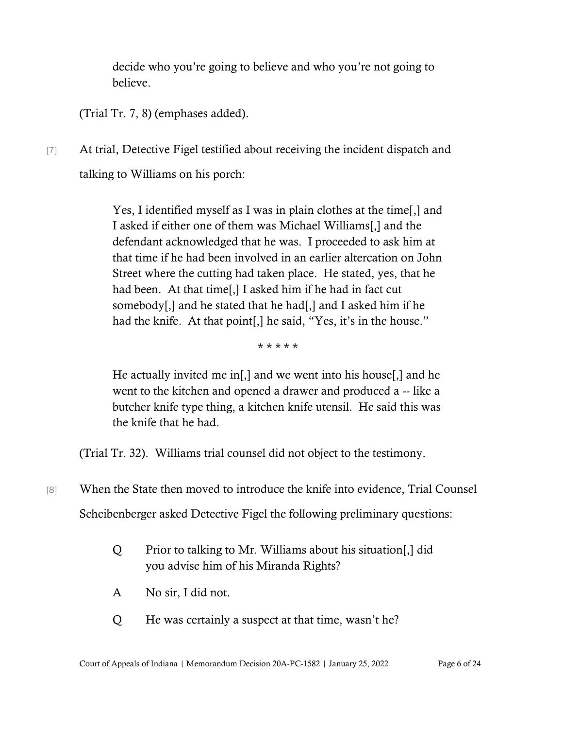> decide who you're going to believe and who you're not going to believe.

(Trial Tr. 7, 8) (emphases added).

[7] At trial, Detective Figel testified about receiving the incident dispatch and talking to Williams on his porch:

> Yes, I identified myself as I was in plain clothes at the time[,] and I asked if either one of them was Michael Williams[,] and the defendant acknowledged that he was. I proceeded to ask him at that time if he had been involved in an earlier altercation on John Street where the cutting had taken place. He stated, yes, that he had been. At that time[,] I asked him if he had in fact cut somebody[,] and he stated that he had[,] and I asked him if he had the knife. At that point[,] he said, "Yes, it's in the house."
>
> * * * * *
>
> He actually invited me in[,] and we went into his house[,] and he went to the kitchen and opened a drawer and produced a -- like a butcher knife type thing, a kitchen knife utensil. He said this was the knife that he had.

(Trial Tr. 32). Williams trial counsel did not object to the testimony.

[8] When the State then moved to introduce the knife into evidence, Trial Counsel Scheibenberger asked Detective Figel the following preliminary questions:

> Q Prior to talking to Mr. Williams about his situation[,] did you advise him of his Miranda Rights?
>
> A No sir, I did not.
>
> Q He was certainly a suspect at that time, wasn't he?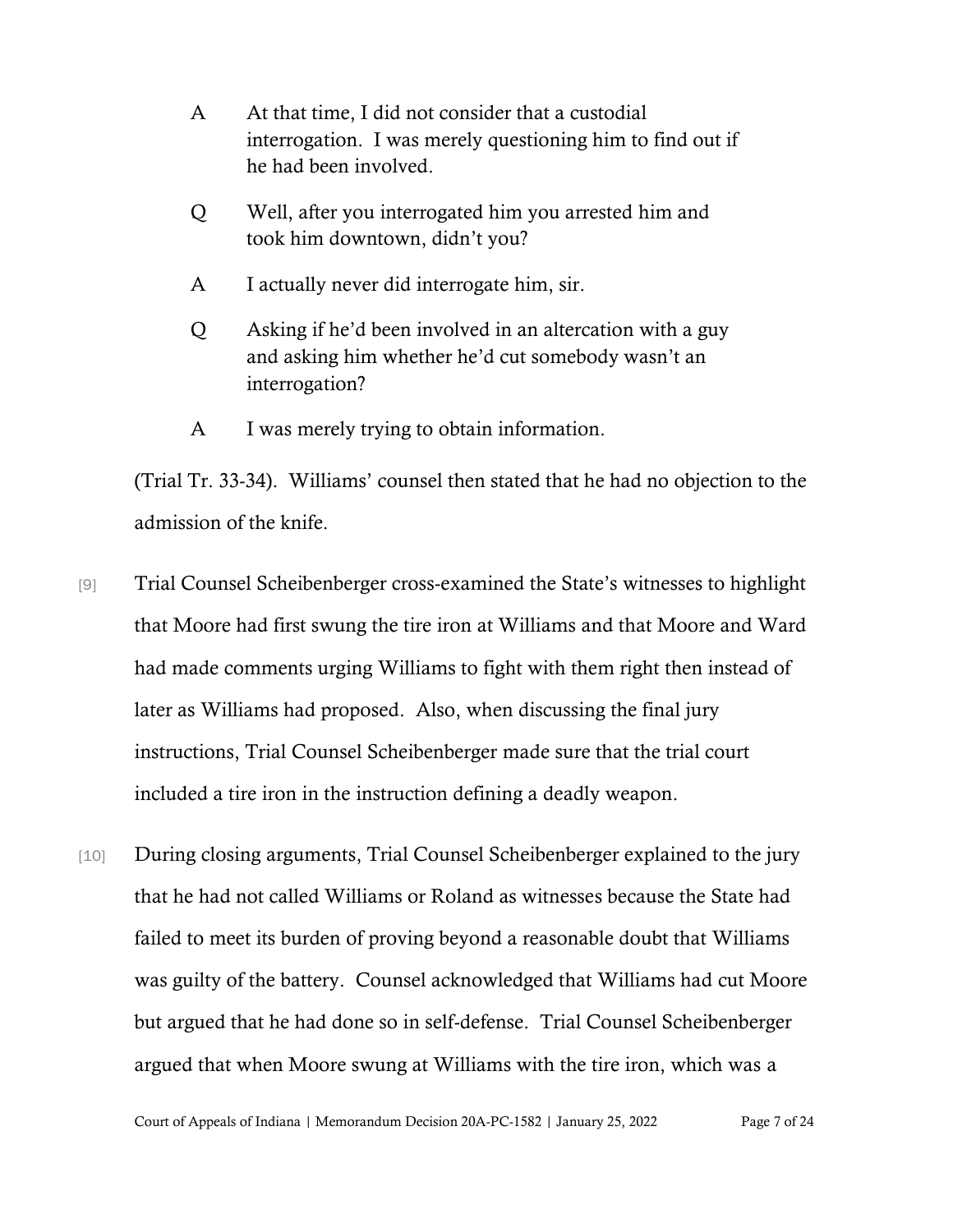A At that time, I did not consider that a custodial interrogation. I was merely questioning him to find out if he had been involved.

Q Well, after you interrogated him you arrested him and took him downtown, didn't you?

A I actually never did interrogate him, sir.

Q Asking if he'd been involved in an altercation with a guy and asking him whether he'd cut somebody wasn't an interrogation?

A I was merely trying to obtain information.

(Trial Tr. 33-34). Williams' counsel then stated that he had no objection to the admission of the knife.

[9] Trial Counsel Scheibenberger cross-examined the State's witnesses to highlight that Moore had first swung the tire iron at Williams and that Moore and Ward had made comments urging Williams to fight with them right then instead of later as Williams had proposed. Also, when discussing the final jury instructions, Trial Counsel Scheibenberger made sure that the trial court included a tire iron in the instruction defining a deadly weapon.

[10] During closing arguments, Trial Counsel Scheibenberger explained to the jury that he had not called Williams or Roland as witnesses because the State had failed to meet its burden of proving beyond a reasonable doubt that Williams was guilty of the battery. Counsel acknowledged that Williams had cut Moore but argued that he had done so in self-defense. Trial Counsel Scheibenberger argued that when Moore swung at Williams with the tire iron, which was a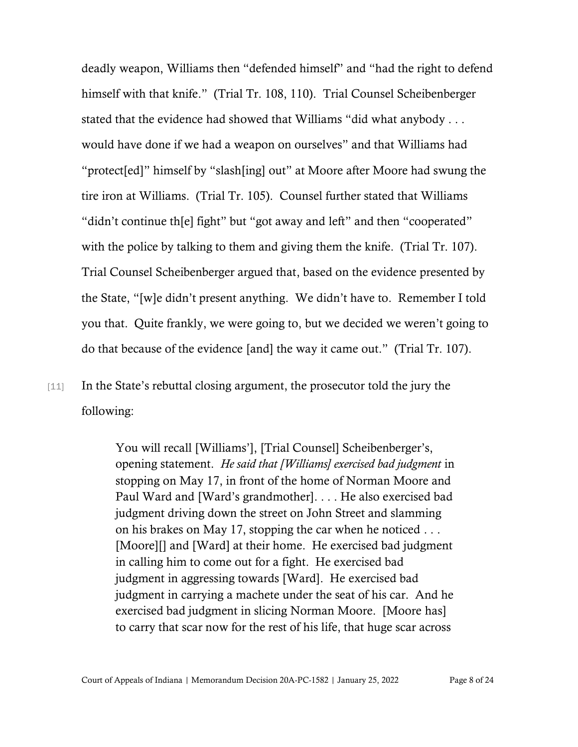deadly weapon, Williams then "defended himself" and "had the right to defend himself with that knife." (Trial Tr. 108, 110). Trial Counsel Scheibenberger stated that the evidence had showed that Williams "did what anybody . . . would have done if we had a weapon on ourselves" and that Williams had "protect[ed]" himself by "slash[ing] out" at Moore after Moore had swung the tire iron at Williams. (Trial Tr. 105). Counsel further stated that Williams "didn't continue th[e] fight" but "got away and left" and then "cooperated" with the police by talking to them and giving them the knife. (Trial Tr. 107). Trial Counsel Scheibenberger argued that, based on the evidence presented by the State, "[w]e didn't present anything. We didn't have to. Remember I told you that. Quite frankly, we were going to, but we decided we weren't going to do that because of the evidence [and] the way it came out." (Trial Tr. 107).

[11] In the State's rebuttal closing argument, the prosecutor told the jury the following:

> You will recall [Williams'], [Trial Counsel] Scheibenberger's, opening statement. *He said that [Williams] exercised bad judgment* in stopping on May 17, in front of the home of Norman Moore and Paul Ward and [Ward's grandmother]. . . . He also exercised bad judgment driving down the street on John Street and slamming on his brakes on May 17, stopping the car when he noticed . . . [Moore][] and [Ward] at their home. He exercised bad judgment in calling him to come out for a fight. He exercised bad judgment in aggressing towards [Ward]. He exercised bad judgment in carrying a machete under the seat of his car. And he exercised bad judgment in slicing Norman Moore. [Moore has] to carry that scar now for the rest of his life, that huge scar across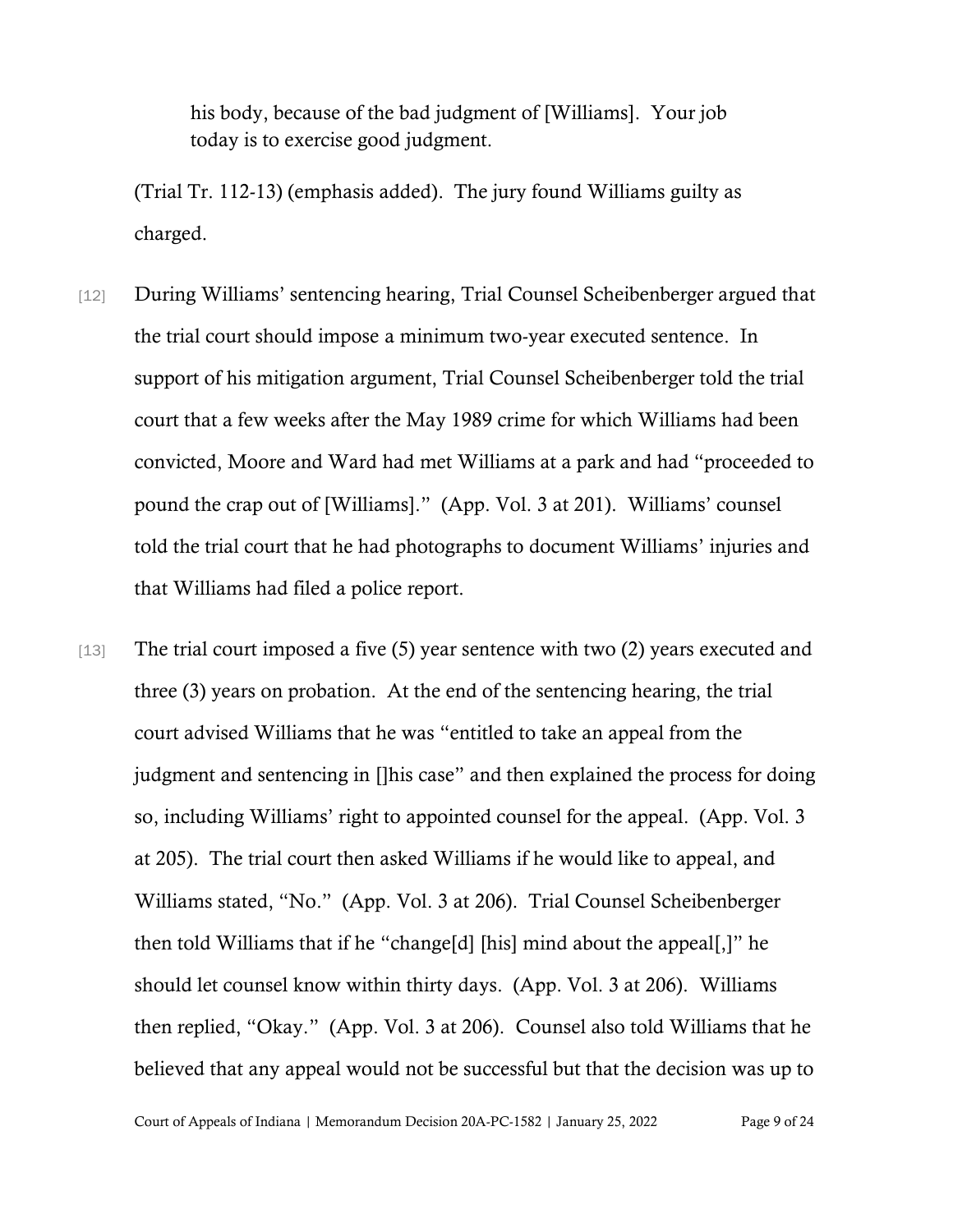> his body, because of the bad judgment of [Williams]. Your job today is to exercise good judgment.

(Trial Tr. 112-13) (emphasis added). The jury found Williams guilty as charged.

[12] During Williams' sentencing hearing, Trial Counsel Scheibenberger argued that the trial court should impose a minimum two-year executed sentence. In support of his mitigation argument, Trial Counsel Scheibenberger told the trial court that a few weeks after the May 1989 crime for which Williams had been convicted, Moore and Ward had met Williams at a park and had "proceeded to pound the crap out of [Williams]." (App. Vol. 3 at 201). Williams' counsel told the trial court that he had photographs to document Williams' injuries and that Williams had filed a police report.

[13] The trial court imposed a five (5) year sentence with two (2) years executed and three (3) years on probation. At the end of the sentencing hearing, the trial court advised Williams that he was "entitled to take an appeal from the judgment and sentencing in []his case" and then explained the process for doing so, including Williams' right to appointed counsel for the appeal. (App. Vol. 3 at 205). The trial court then asked Williams if he would like to appeal, and Williams stated, "No." (App. Vol. 3 at 206). Trial Counsel Scheibenberger then told Williams that if he "change[d] [his] mind about the appeal[,]" he should let counsel know within thirty days. (App. Vol. 3 at 206). Williams then replied, "Okay." (App. Vol. 3 at 206). Counsel also told Williams that he believed that any appeal would not be successful but that the decision was up to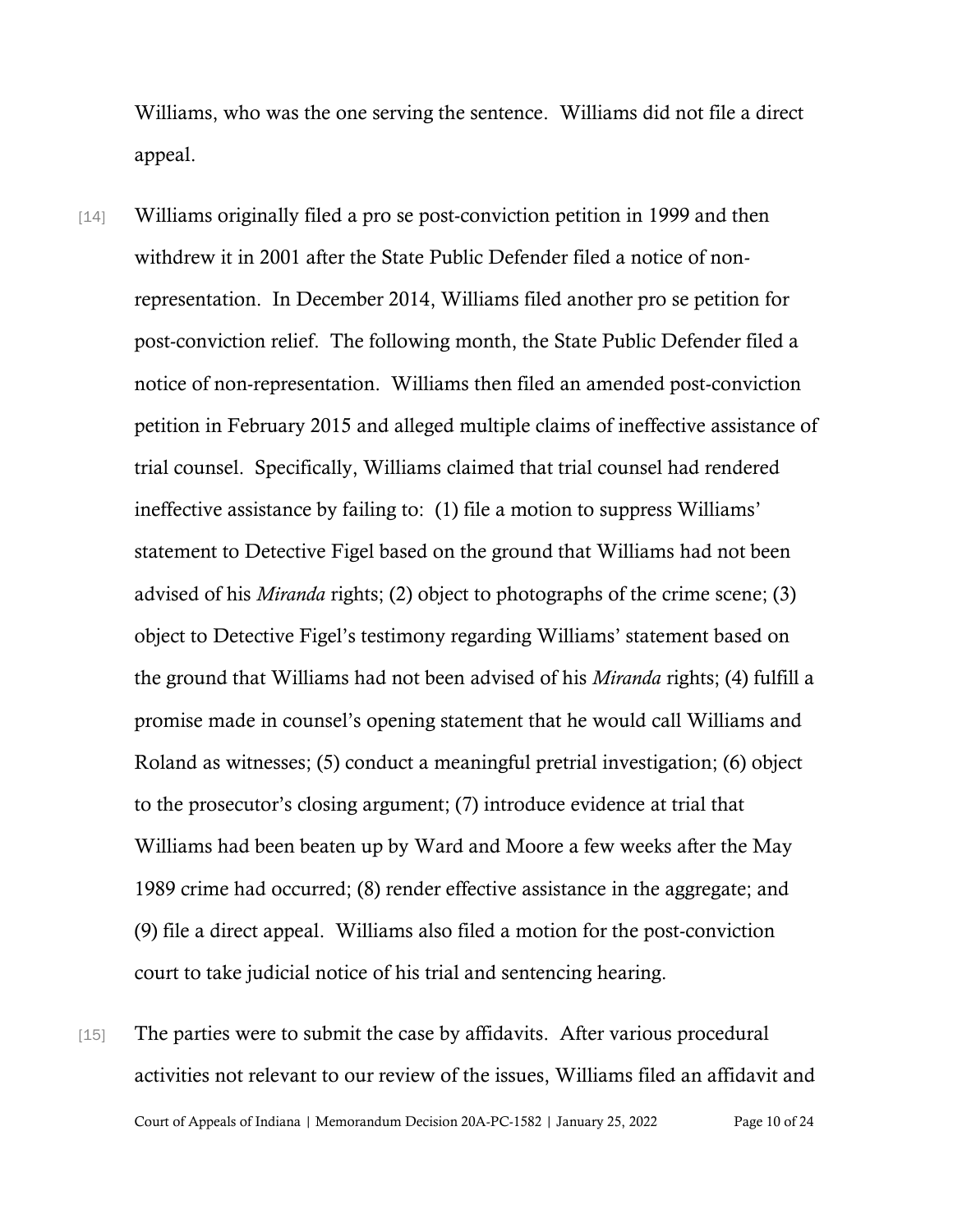Williams, who was the one serving the sentence. Williams did not file a direct appeal.

[14] Williams originally filed a pro se post-conviction petition in 1999 and then withdrew it in 2001 after the State Public Defender filed a notice of non-representation. In December 2014, Williams filed another pro se petition for post-conviction relief. The following month, the State Public Defender filed a notice of non-representation. Williams then filed an amended post-conviction petition in February 2015 and alleged multiple claims of ineffective assistance of trial counsel. Specifically, Williams claimed that trial counsel had rendered ineffective assistance by failing to: (1) file a motion to suppress Williams' statement to Detective Figel based on the ground that Williams had not been advised of his *Miranda* rights; (2) object to photographs of the crime scene; (3) object to Detective Figel's testimony regarding Williams' statement based on the ground that Williams had not been advised of his *Miranda* rights; (4) fulfill a promise made in counsel's opening statement that he would call Williams and Roland as witnesses; (5) conduct a meaningful pretrial investigation; (6) object to the prosecutor's closing argument; (7) introduce evidence at trial that Williams had been beaten up by Ward and Moore a few weeks after the May 1989 crime had occurred; (8) render effective assistance in the aggregate; and (9) file a direct appeal. Williams also filed a motion for the post-conviction court to take judicial notice of his trial and sentencing hearing.

[15] The parties were to submit the case by affidavits. After various procedural activities not relevant to our review of the issues, Williams filed an affidavit and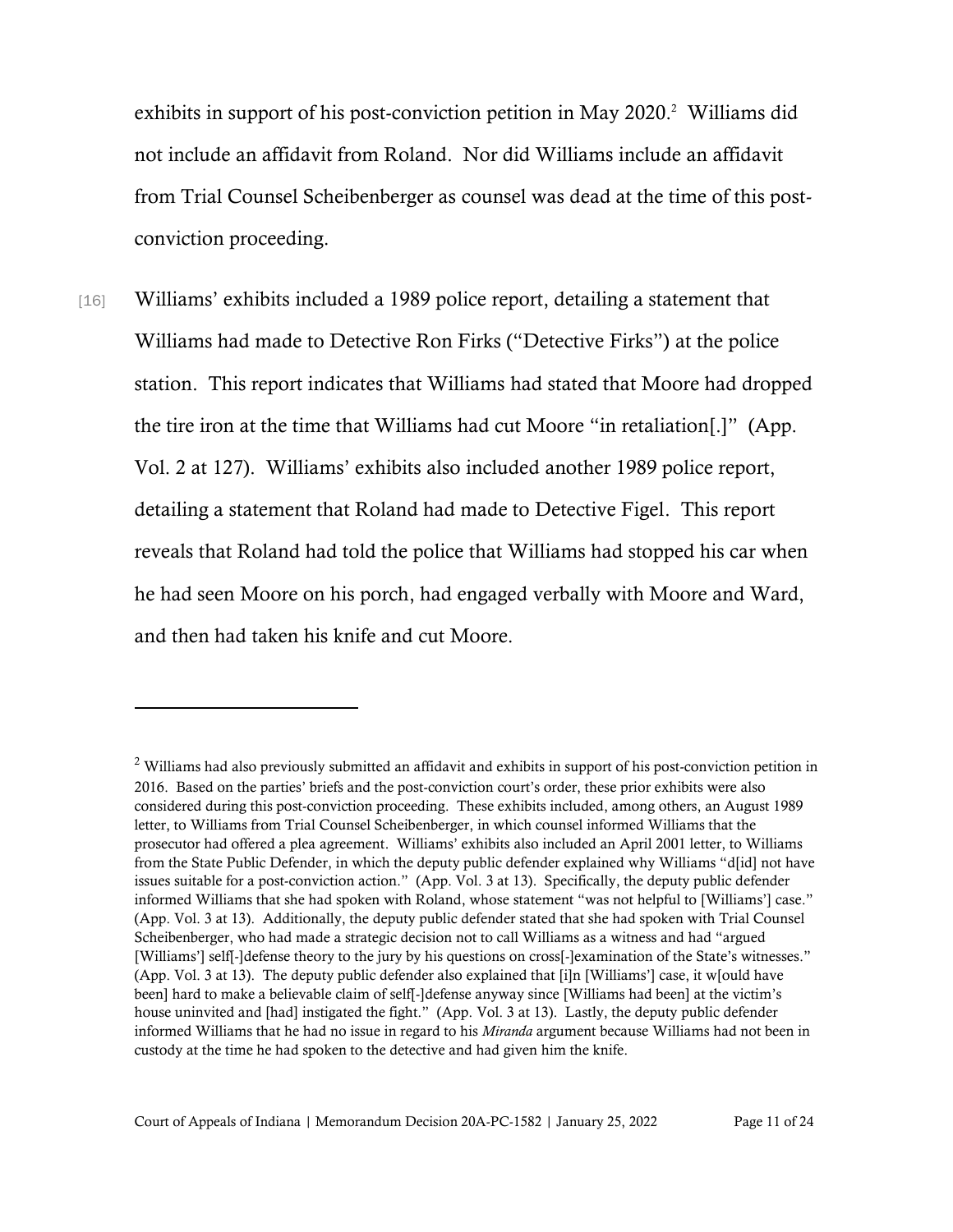exhibits in support of his post-conviction petition in May 2020.[2] Williams did not include an affidavit from Roland. Nor did Williams include an affidavit from Trial Counsel Scheibenberger as counsel was dead at the time of this post-conviction proceeding.

[16] Williams' exhibits included a 1989 police report, detailing a statement that Williams had made to Detective Ron Firks ("Detective Firks") at the police station. This report indicates that Williams had stated that Moore had dropped the tire iron at the time that Williams had cut Moore "in retaliation[.]" (App. Vol. 2 at 127). Williams' exhibits also included another 1989 police report, detailing a statement that Roland had made to Detective Figel. This report reveals that Roland had told the police that Williams had stopped his car when he had seen Moore on his porch, had engaged verbally with Moore and Ward, and then had taken his knife and cut Moore.

---

[2] Williams had also previously submitted an affidavit and exhibits in support of his post-conviction petition in 2016. Based on the parties' briefs and the post-conviction court's order, these prior exhibits were also considered during this post-conviction proceeding. These exhibits included, among others, an August 1989 letter, to Williams from Trial Counsel Scheibenberger, in which counsel informed Williams that the prosecutor had offered a plea agreement. Williams' exhibits also included an April 2001 letter, to Williams from the State Public Defender, in which the deputy public defender explained why Williams "d[id] not have issues suitable for a post-conviction action." (App. Vol. 3 at 13). Specifically, the deputy public defender informed Williams that she had spoken with Roland, whose statement "was not helpful to [Williams'] case." (App. Vol. 3 at 13). Additionally, the deputy public defender stated that she had spoken with Trial Counsel Scheibenberger, who had made a strategic decision not to call Williams as a witness and had "argued [Williams'] self[-]defense theory to the jury by his questions on cross[-]examination of the State's witnesses." (App. Vol. 3 at 13). The deputy public defender also explained that [i]n [Williams'] case, it w[ould have been] hard to make a believable claim of self[-]defense anyway since [Williams had been] at the victim's house uninvited and [had] instigated the fight." (App. Vol. 3 at 13). Lastly, the deputy public defender informed Williams that he had no issue in regard to his *Miranda* argument because Williams had not been in custody at the time he had spoken to the detective and had given him the knife.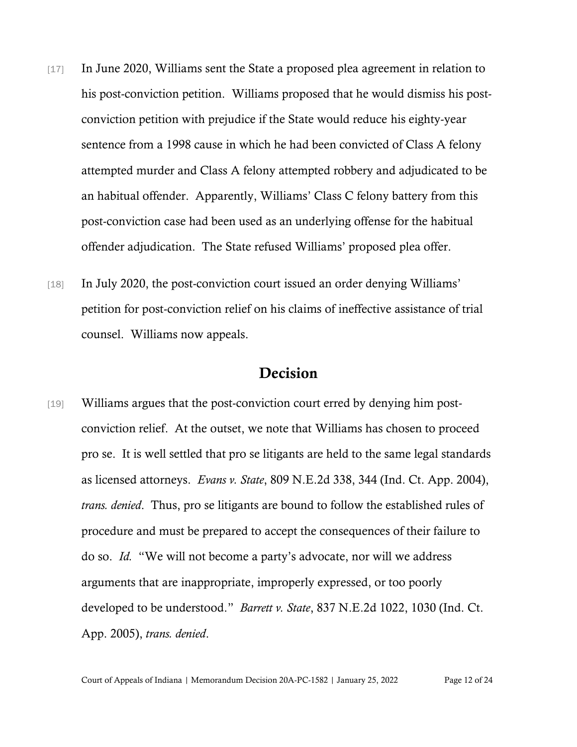[17] In June 2020, Williams sent the State a proposed plea agreement in relation to his post-conviction petition. Williams proposed that he would dismiss his post-conviction petition with prejudice if the State would reduce his eighty-year sentence from a 1998 cause in which he had been convicted of Class A felony attempted murder and Class A felony attempted robbery and adjudicated to be an habitual offender. Apparently, Williams' Class C felony battery from this post-conviction case had been used as an underlying offense for the habitual offender adjudication. The State refused Williams' proposed plea offer.

[18] In July 2020, the post-conviction court issued an order denying Williams' petition for post-conviction relief on his claims of ineffective assistance of trial counsel. Williams now appeals.

## Decision

[19] Williams argues that the post-conviction court erred by denying him post-conviction relief. At the outset, we note that Williams has chosen to proceed pro se. It is well settled that pro se litigants are held to the same legal standards as licensed attorneys. *Evans v. State*, 809 N.E.2d 338, 344 (Ind. Ct. App. 2004), *trans. denied*. Thus, pro se litigants are bound to follow the established rules of procedure and must be prepared to accept the consequences of their failure to do so. *Id.* "We will not become a party's advocate, nor will we address arguments that are inappropriate, improperly expressed, or too poorly developed to be understood." *Barrett v. State*, 837 N.E.2d 1022, 1030 (Ind. Ct. App. 2005), *trans. denied*.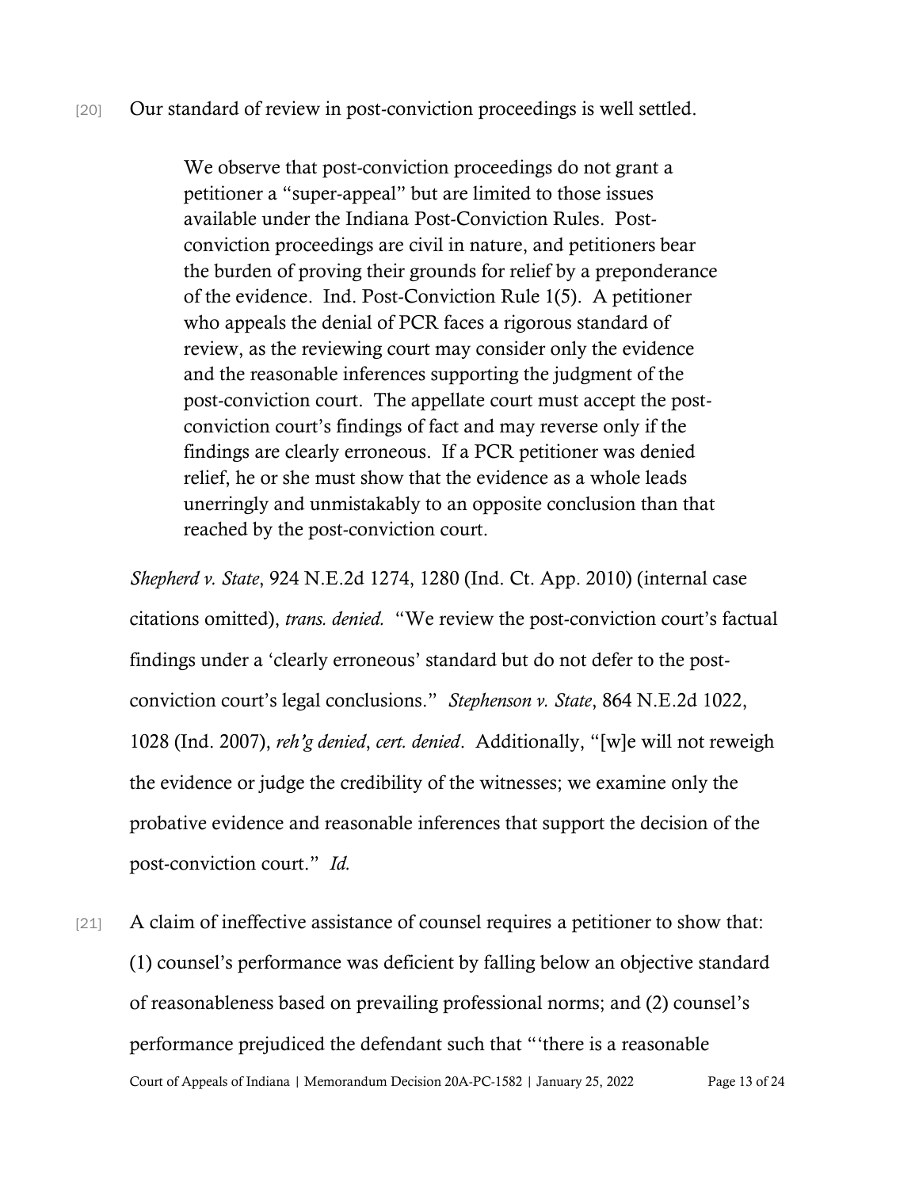[20] Our standard of review in post-conviction proceedings is well settled.

> We observe that post-conviction proceedings do not grant a petitioner a "super-appeal" but are limited to those issues available under the Indiana Post-Conviction Rules. Post-conviction proceedings are civil in nature, and petitioners bear the burden of proving their grounds for relief by a preponderance of the evidence. Ind. Post-Conviction Rule 1(5). A petitioner who appeals the denial of PCR faces a rigorous standard of review, as the reviewing court may consider only the evidence and the reasonable inferences supporting the judgment of the post-conviction court. The appellate court must accept the post-conviction court's findings of fact and may reverse only if the findings are clearly erroneous. If a PCR petitioner was denied relief, he or she must show that the evidence as a whole leads unerringly and unmistakably to an opposite conclusion than that reached by the post-conviction court.

*Shepherd v. State*, 924 N.E.2d 1274, 1280 (Ind. Ct. App. 2010) (internal case citations omitted), *trans. denied.* "We review the post-conviction court's factual findings under a 'clearly erroneous' standard but do not defer to the post-conviction court's legal conclusions." *Stephenson v. State*, 864 N.E.2d 1022, 1028 (Ind. 2007), *reh'g denied*, *cert. denied*. Additionally, "[w]e will not reweigh the evidence or judge the credibility of the witnesses; we examine only the probative evidence and reasonable inferences that support the decision of the post-conviction court." *Id.*

[21] A claim of ineffective assistance of counsel requires a petitioner to show that: (1) counsel's performance was deficient by falling below an objective standard of reasonableness based on prevailing professional norms; and (2) counsel's performance prejudiced the defendant such that "'there is a reasonable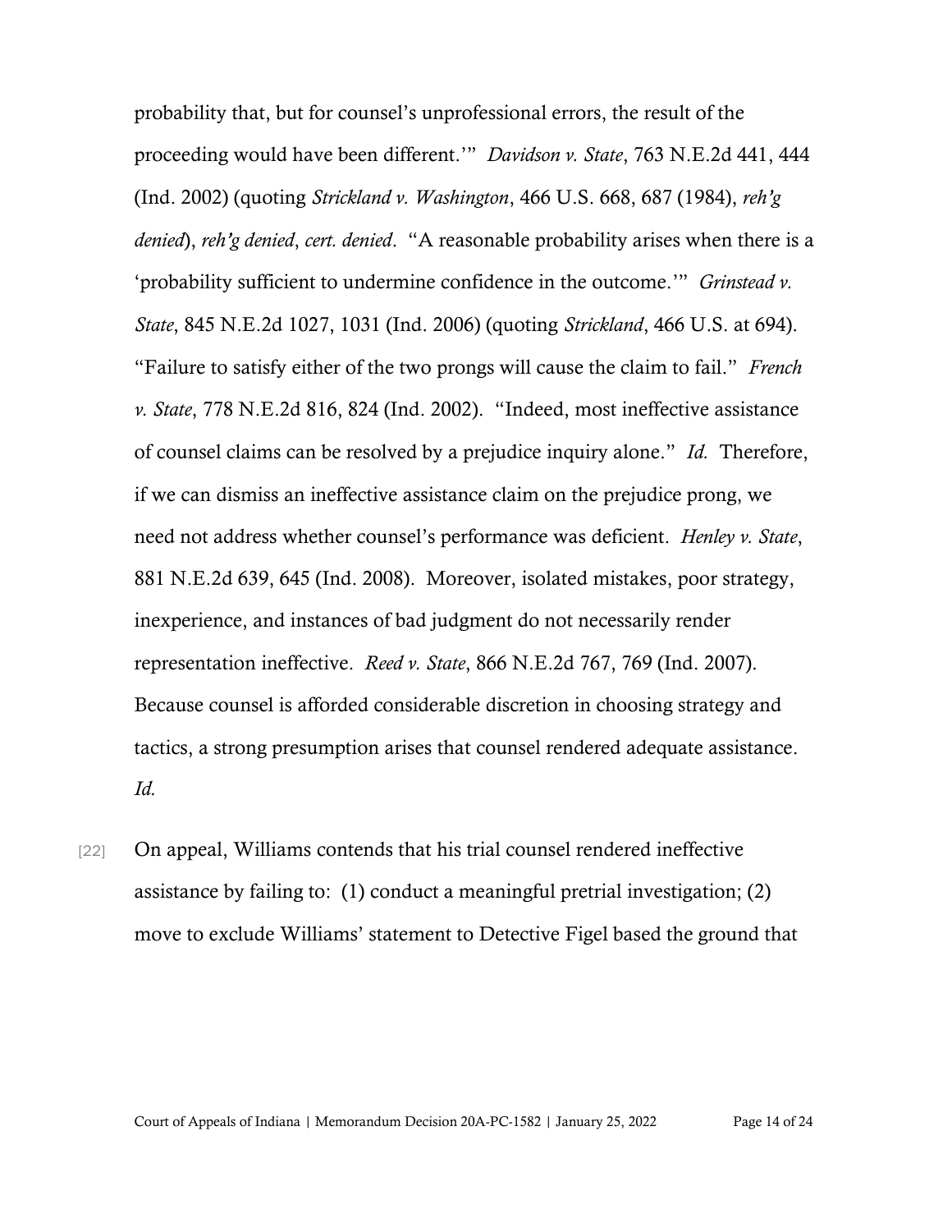probability that, but for counsel's unprofessional errors, the result of the proceeding would have been different.'" *Davidson v. State*, 763 N.E.2d 441, 444 (Ind. 2002) (quoting *Strickland v. Washington*, 466 U.S. 668, 687 (1984), *reh'g denied*), *reh'g denied*, *cert. denied*. "A reasonable probability arises when there is a 'probability sufficient to undermine confidence in the outcome.'" *Grinstead v. State*, 845 N.E.2d 1027, 1031 (Ind. 2006) (quoting *Strickland*, 466 U.S. at 694). "Failure to satisfy either of the two prongs will cause the claim to fail." *French v. State*, 778 N.E.2d 816, 824 (Ind. 2002). "Indeed, most ineffective assistance of counsel claims can be resolved by a prejudice inquiry alone." *Id.* Therefore, if we can dismiss an ineffective assistance claim on the prejudice prong, we need not address whether counsel's performance was deficient. *Henley v. State*, 881 N.E.2d 639, 645 (Ind. 2008). Moreover, isolated mistakes, poor strategy, inexperience, and instances of bad judgment do not necessarily render representation ineffective. *Reed v. State*, 866 N.E.2d 767, 769 (Ind. 2007). Because counsel is afforded considerable discretion in choosing strategy and tactics, a strong presumption arises that counsel rendered adequate assistance. *Id.*

[22] On appeal, Williams contends that his trial counsel rendered ineffective assistance by failing to: (1) conduct a meaningful pretrial investigation; (2) move to exclude Williams' statement to Detective Figel based the ground that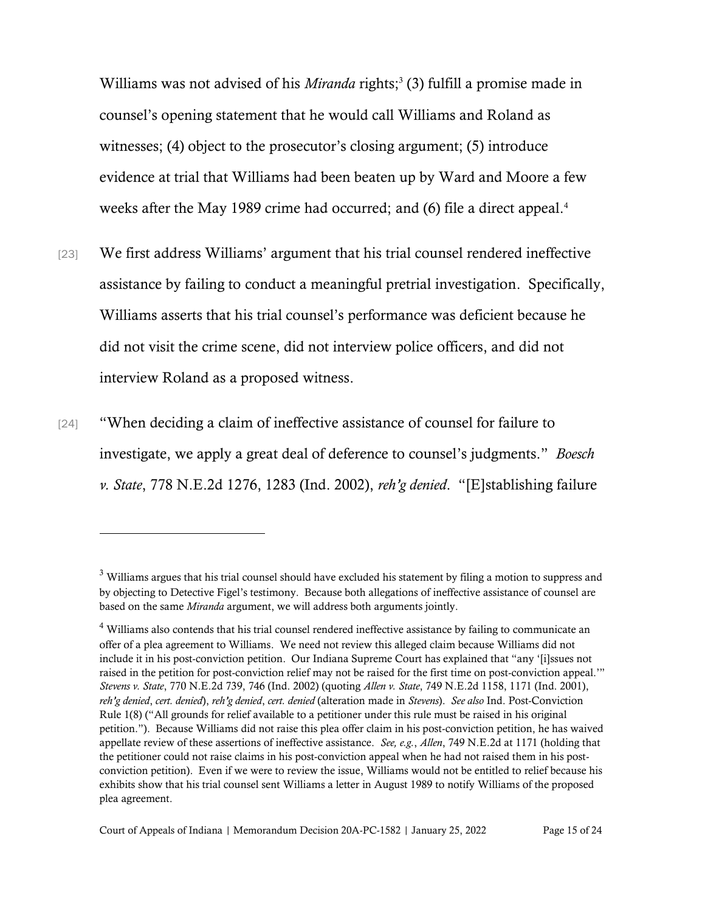Williams was not advised of his *Miranda* rights;[3] (3) fulfill a promise made in counsel's opening statement that he would call Williams and Roland as witnesses; (4) object to the prosecutor's closing argument; (5) introduce evidence at trial that Williams had been beaten up by Ward and Moore a few weeks after the May 1989 crime had occurred; and (6) file a direct appeal.[4]

[23] We first address Williams' argument that his trial counsel rendered ineffective assistance by failing to conduct a meaningful pretrial investigation. Specifically, Williams asserts that his trial counsel's performance was deficient because he did not visit the crime scene, did not interview police officers, and did not interview Roland as a proposed witness.

[24] "When deciding a claim of ineffective assistance of counsel for failure to investigate, we apply a great deal of deference to counsel's judgments." *Boesch v. State*, 778 N.E.2d 1276, 1283 (Ind. 2002), *reh'g denied*. "[E]stablishing failure

---

[3] Williams argues that his trial counsel should have excluded his statement by filing a motion to suppress and by objecting to Detective Figel's testimony. Because both allegations of ineffective assistance of counsel are based on the same *Miranda* argument, we will address both arguments jointly.

[4] Williams also contends that his trial counsel rendered ineffective assistance by failing to communicate an offer of a plea agreement to Williams. We need not review this alleged claim because Williams did not include it in his post-conviction petition. Our Indiana Supreme Court has explained that "any '[i]ssues not raised in the petition for post-conviction relief may not be raised for the first time on post-conviction appeal.'" *Stevens v. State*, 770 N.E.2d 739, 746 (Ind. 2002) (quoting *Allen v. State*, 749 N.E.2d 1158, 1171 (Ind. 2001), *reh'g denied*, *cert. denied*), *reh'g denied*, *cert. denied* (alteration made in *Stevens*). *See also* Ind. Post-Conviction Rule 1(8) ("All grounds for relief available to a petitioner under this rule must be raised in his original petition."). Because Williams did not raise this plea offer claim in his post-conviction petition, he has waived appellate review of these assertions of ineffective assistance. *See, e.g.*, *Allen*, 749 N.E.2d at 1171 (holding that the petitioner could not raise claims in his post-conviction appeal when he had not raised them in his post-conviction petition). Even if we were to review the issue, Williams would not be entitled to relief because his exhibits show that his trial counsel sent Williams a letter in August 1989 to notify Williams of the proposed plea agreement.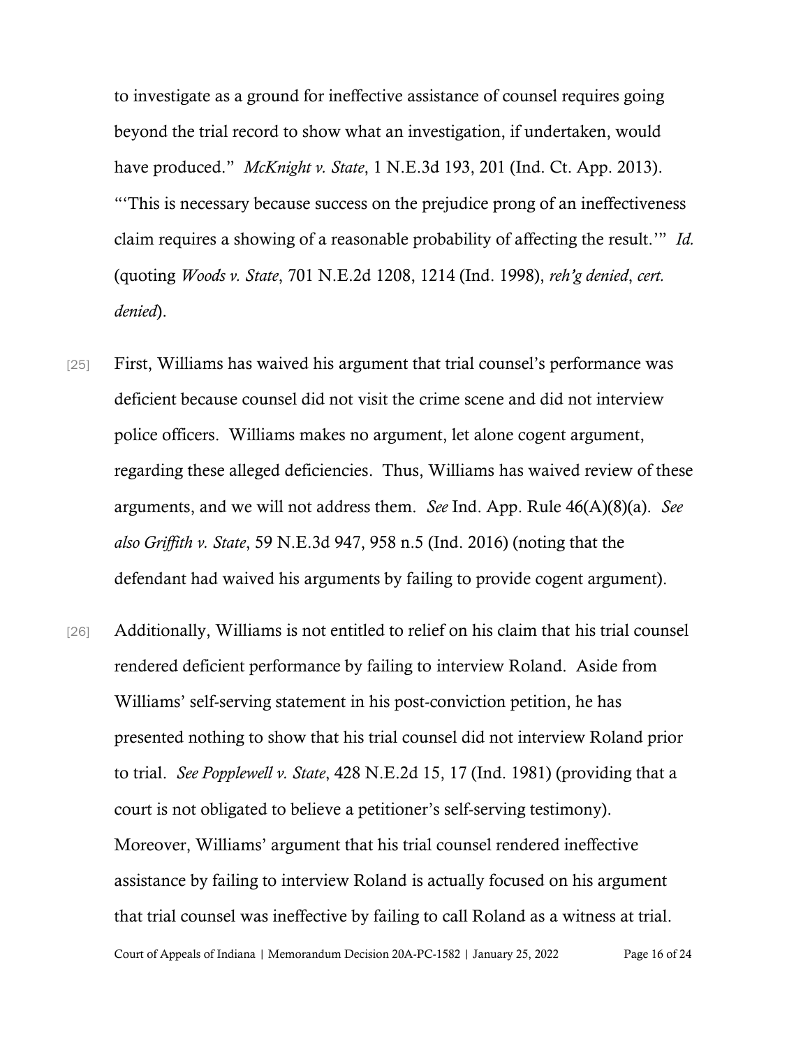to investigate as a ground for ineffective assistance of counsel requires going beyond the trial record to show what an investigation, if undertaken, would have produced." *McKnight v. State*, 1 N.E.3d 193, 201 (Ind. Ct. App. 2013). "'This is necessary because success on the prejudice prong of an ineffectiveness claim requires a showing of a reasonable probability of affecting the result.'" *Id.* (quoting *Woods v. State*, 701 N.E.2d 1208, 1214 (Ind. 1998), *reh'g denied*, *cert. denied*).

[25] First, Williams has waived his argument that trial counsel's performance was deficient because counsel did not visit the crime scene and did not interview police officers. Williams makes no argument, let alone cogent argument, regarding these alleged deficiencies. Thus, Williams has waived review of these arguments, and we will not address them. *See* Ind. App. Rule 46(A)(8)(a). *See also Griffith v. State*, 59 N.E.3d 947, 958 n.5 (Ind. 2016) (noting that the defendant had waived his arguments by failing to provide cogent argument).

[26] Additionally, Williams is not entitled to relief on his claim that his trial counsel rendered deficient performance by failing to interview Roland. Aside from Williams' self-serving statement in his post-conviction petition, he has presented nothing to show that his trial counsel did not interview Roland prior to trial. *See Popplewell v. State*, 428 N.E.2d 15, 17 (Ind. 1981) (providing that a court is not obligated to believe a petitioner's self-serving testimony). Moreover, Williams' argument that his trial counsel rendered ineffective assistance by failing to interview Roland is actually focused on his argument that trial counsel was ineffective by failing to call Roland as a witness at trial.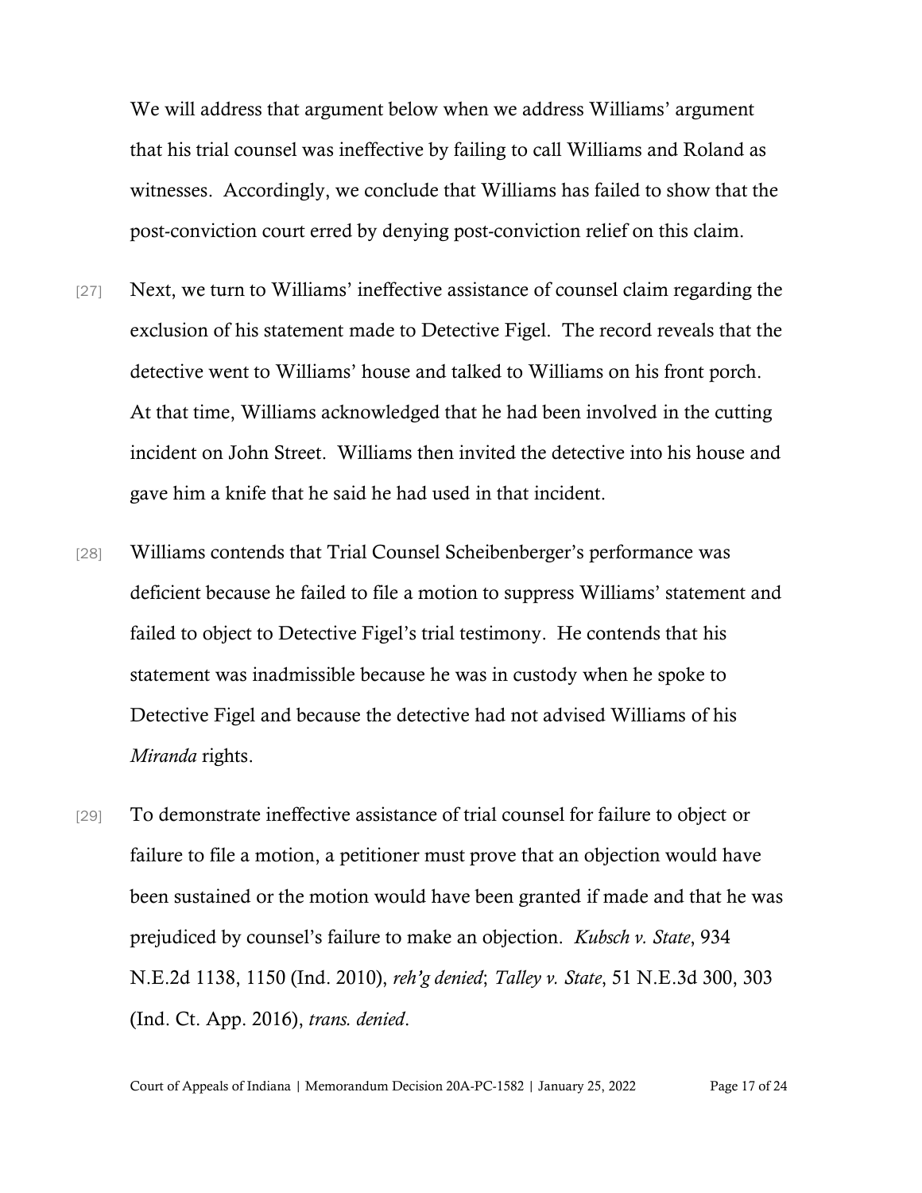We will address that argument below when we address Williams' argument that his trial counsel was ineffective by failing to call Williams and Roland as witnesses. Accordingly, we conclude that Williams has failed to show that the post-conviction court erred by denying post-conviction relief on this claim.

[27] Next, we turn to Williams' ineffective assistance of counsel claim regarding the exclusion of his statement made to Detective Figel. The record reveals that the detective went to Williams' house and talked to Williams on his front porch. At that time, Williams acknowledged that he had been involved in the cutting incident on John Street. Williams then invited the detective into his house and gave him a knife that he said he had used in that incident.

[28] Williams contends that Trial Counsel Scheibenberger's performance was deficient because he failed to file a motion to suppress Williams' statement and failed to object to Detective Figel's trial testimony. He contends that his statement was inadmissible because he was in custody when he spoke to Detective Figel and because the detective had not advised Williams of his *Miranda* rights.

[29] To demonstrate ineffective assistance of trial counsel for failure to object or failure to file a motion, a petitioner must prove that an objection would have been sustained or the motion would have been granted if made and that he was prejudiced by counsel's failure to make an objection. *Kubsch v. State*, 934 N.E.2d 1138, 1150 (Ind. 2010), *reh'g denied*; *Talley v. State*, 51 N.E.3d 300, 303 (Ind. Ct. App. 2016), *trans. denied*.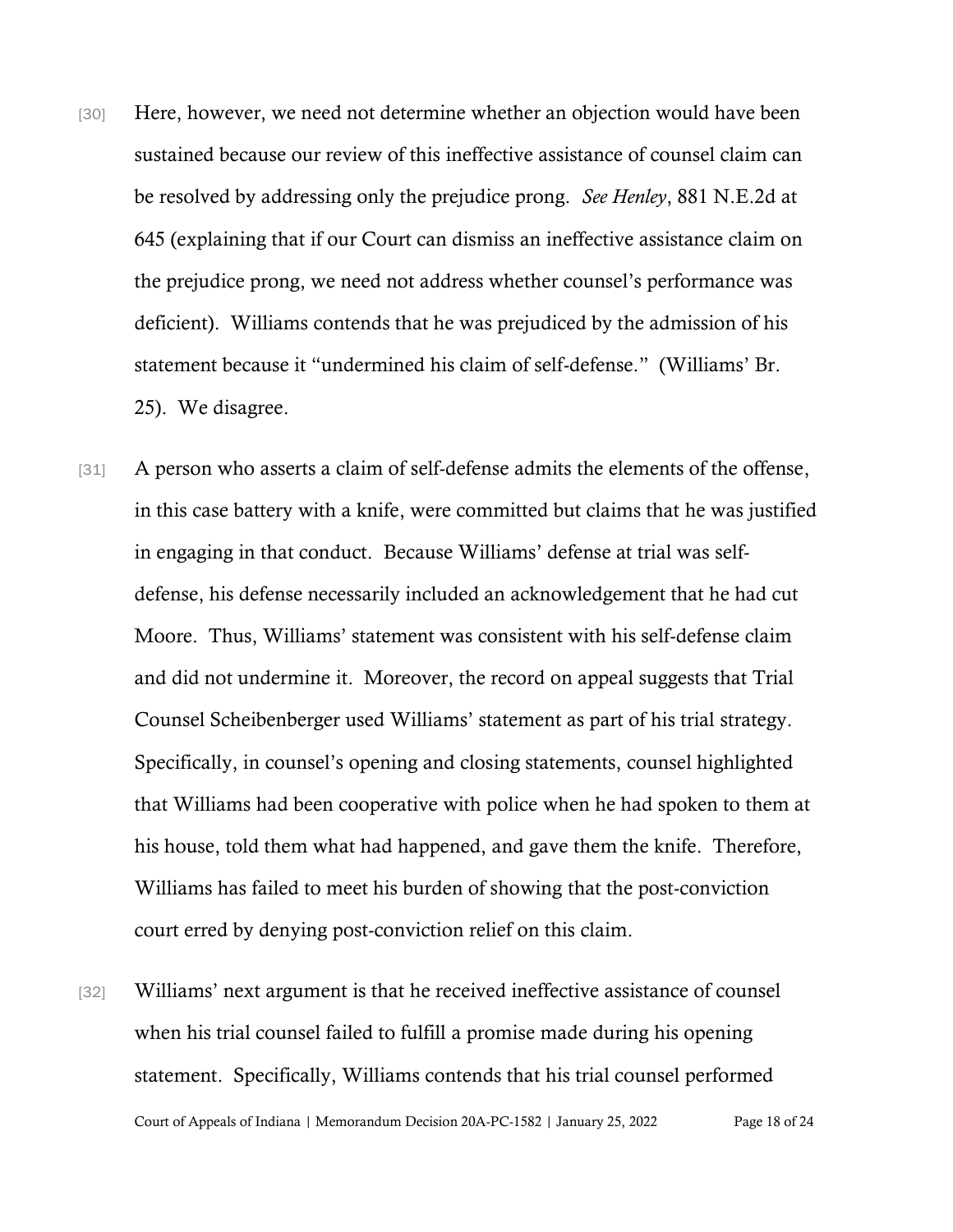[30] Here, however, we need not determine whether an objection would have been sustained because our review of this ineffective assistance of counsel claim can be resolved by addressing only the prejudice prong. *See Henley*, 881 N.E.2d at 645 (explaining that if our Court can dismiss an ineffective assistance claim on the prejudice prong, we need not address whether counsel's performance was deficient). Williams contends that he was prejudiced by the admission of his statement because it "undermined his claim of self-defense." (Williams' Br. 25). We disagree.

[31] A person who asserts a claim of self-defense admits the elements of the offense, in this case battery with a knife, were committed but claims that he was justified in engaging in that conduct. Because Williams' defense at trial was self-defense, his defense necessarily included an acknowledgement that he had cut Moore. Thus, Williams' statement was consistent with his self-defense claim and did not undermine it. Moreover, the record on appeal suggests that Trial Counsel Scheibenberger used Williams' statement as part of his trial strategy. Specifically, in counsel's opening and closing statements, counsel highlighted that Williams had been cooperative with police when he had spoken to them at his house, told them what had happened, and gave them the knife. Therefore, Williams has failed to meet his burden of showing that the post-conviction court erred by denying post-conviction relief on this claim.

[32] Williams' next argument is that he received ineffective assistance of counsel when his trial counsel failed to fulfill a promise made during his opening statement. Specifically, Williams contends that his trial counsel performed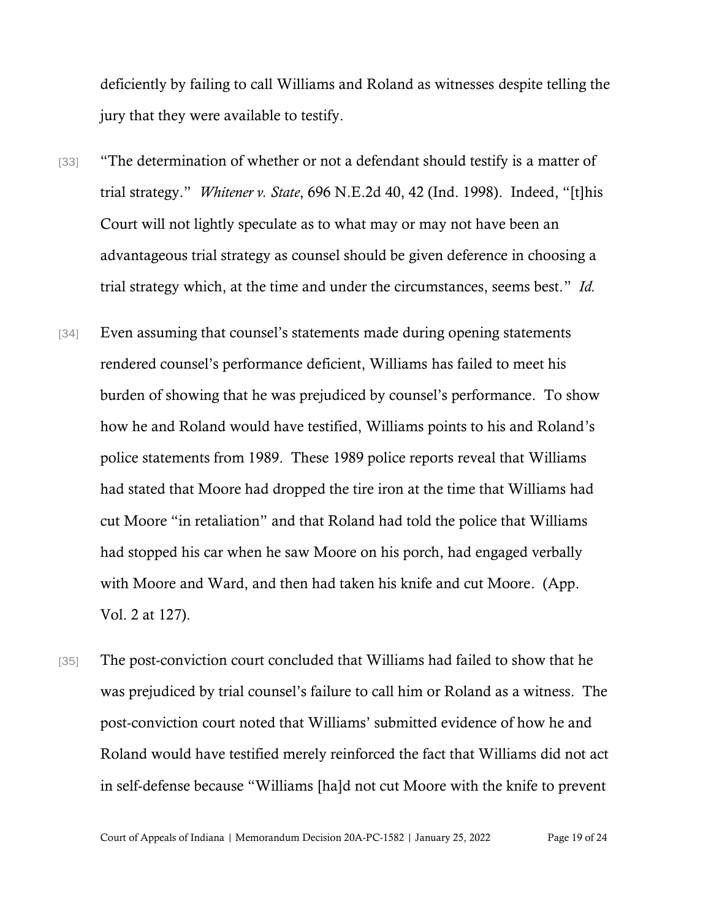deficiently by failing to call Williams and Roland as witnesses despite telling the jury that they were available to testify.

[33] "The determination of whether or not a defendant should testify is a matter of trial strategy." *Whitener v. State*, 696 N.E.2d 40, 42 (Ind. 1998). Indeed, "[t]his Court will not lightly speculate as to what may or may not have been an advantageous trial strategy as counsel should be given deference in choosing a trial strategy which, at the time and under the circumstances, seems best." *Id.*

[34] Even assuming that counsel's statements made during opening statements rendered counsel's performance deficient, Williams has failed to meet his burden of showing that he was prejudiced by counsel's performance. To show how he and Roland would have testified, Williams points to his and Roland's police statements from 1989. These 1989 police reports reveal that Williams had stated that Moore had dropped the tire iron at the time that Williams had cut Moore "in retaliation" and that Roland had told the police that Williams had stopped his car when he saw Moore on his porch, had engaged verbally with Moore and Ward, and then had taken his knife and cut Moore. (App. Vol. 2 at 127).

[35] The post-conviction court concluded that Williams had failed to show that he was prejudiced by trial counsel's failure to call him or Roland as a witness. The post-conviction court noted that Williams' submitted evidence of how he and Roland would have testified merely reinforced the fact that Williams did not act in self-defense because "Williams [ha]d not cut Moore with the knife to prevent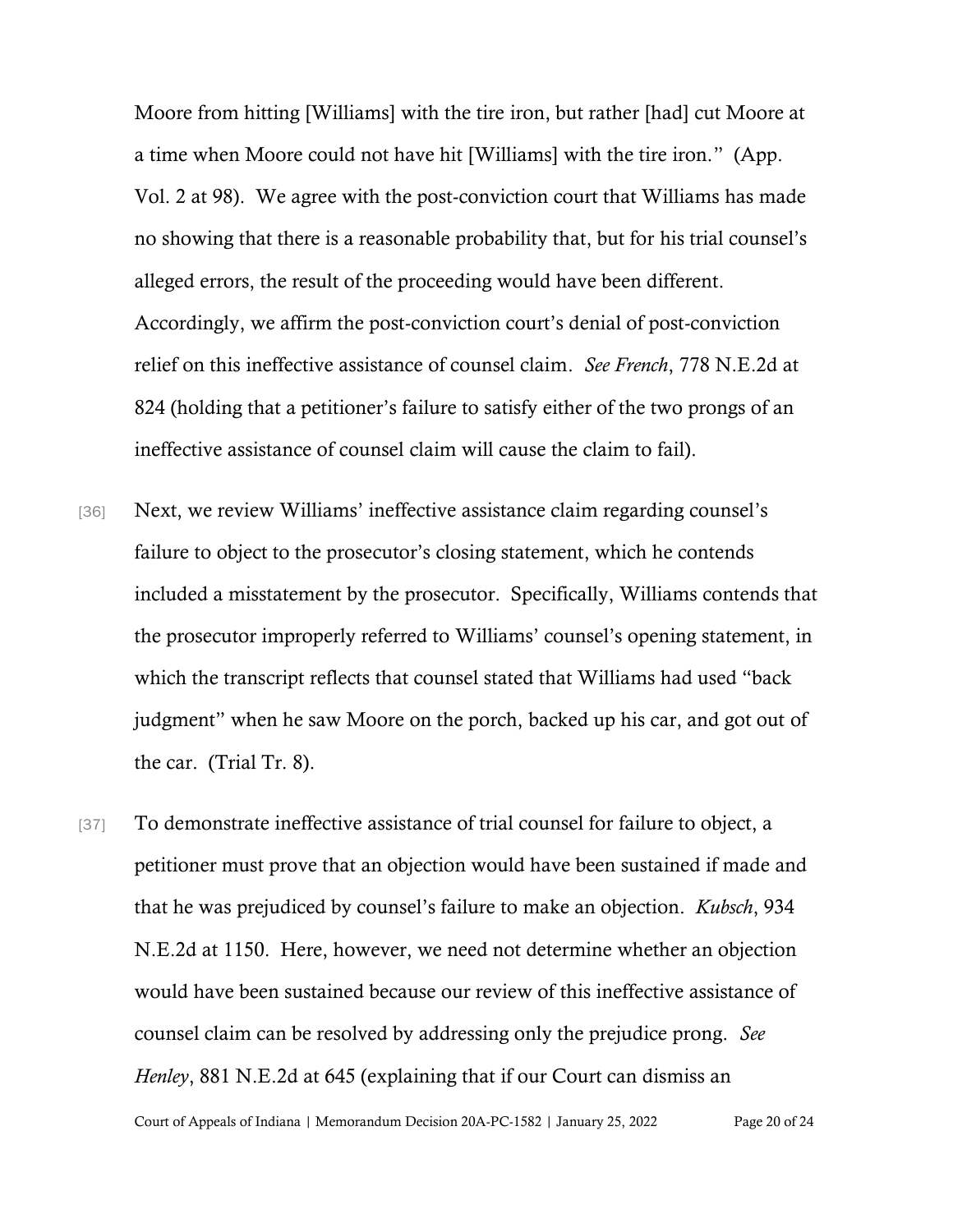Moore from hitting [Williams] with the tire iron, but rather [had] cut Moore at a time when Moore could not have hit [Williams] with the tire iron." (App. Vol. 2 at 98). We agree with the post-conviction court that Williams has made no showing that there is a reasonable probability that, but for his trial counsel's alleged errors, the result of the proceeding would have been different. Accordingly, we affirm the post-conviction court's denial of post-conviction relief on this ineffective assistance of counsel claim. *See French*, 778 N.E.2d at 824 (holding that a petitioner's failure to satisfy either of the two prongs of an ineffective assistance of counsel claim will cause the claim to fail).

[36] Next, we review Williams' ineffective assistance claim regarding counsel's failure to object to the prosecutor's closing statement, which he contends included a misstatement by the prosecutor. Specifically, Williams contends that the prosecutor improperly referred to Williams' counsel's opening statement, in which the transcript reflects that counsel stated that Williams had used "back judgment" when he saw Moore on the porch, backed up his car, and got out of the car. (Trial Tr. 8).

[37] To demonstrate ineffective assistance of trial counsel for failure to object, a petitioner must prove that an objection would have been sustained if made and that he was prejudiced by counsel's failure to make an objection. *Kubsch*, 934 N.E.2d at 1150. Here, however, we need not determine whether an objection would have been sustained because our review of this ineffective assistance of counsel claim can be resolved by addressing only the prejudice prong. *See Henley*, 881 N.E.2d at 645 (explaining that if our Court can dismiss an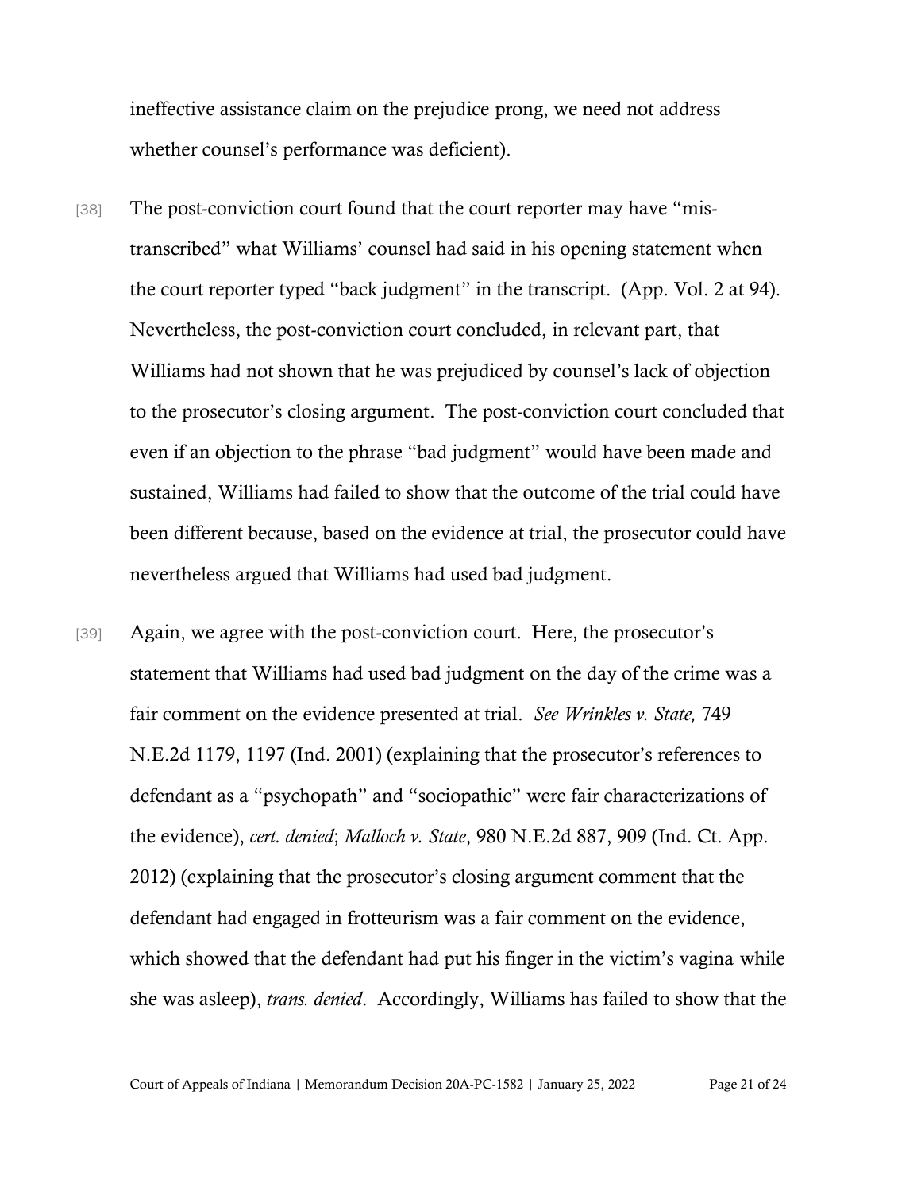ineffective assistance claim on the prejudice prong, we need not address whether counsel's performance was deficient).

[38] The post-conviction court found that the court reporter may have "mis-transcribed" what Williams' counsel had said in his opening statement when the court reporter typed "back judgment" in the transcript. (App. Vol. 2 at 94). Nevertheless, the post-conviction court concluded, in relevant part, that Williams had not shown that he was prejudiced by counsel's lack of objection to the prosecutor's closing argument. The post-conviction court concluded that even if an objection to the phrase "bad judgment" would have been made and sustained, Williams had failed to show that the outcome of the trial could have been different because, based on the evidence at trial, the prosecutor could have nevertheless argued that Williams had used bad judgment.

[39] Again, we agree with the post-conviction court. Here, the prosecutor's statement that Williams had used bad judgment on the day of the crime was a fair comment on the evidence presented at trial. *See Wrinkles v. State,* 749 N.E.2d 1179, 1197 (Ind. 2001) (explaining that the prosecutor's references to defendant as a "psychopath" and "sociopathic" were fair characterizations of the evidence), *cert. denied*; *Malloch v. State*, 980 N.E.2d 887, 909 (Ind. Ct. App. 2012) (explaining that the prosecutor's closing argument comment that the defendant had engaged in frotteurism was a fair comment on the evidence, which showed that the defendant had put his finger in the victim's vagina while she was asleep), *trans. denied*. Accordingly, Williams has failed to show that the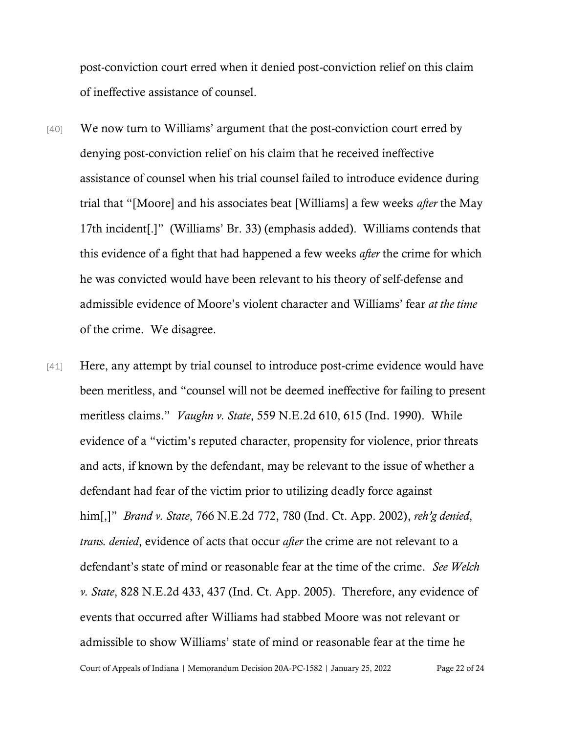post-conviction court erred when it denied post-conviction relief on this claim of ineffective assistance of counsel.

[40] We now turn to Williams' argument that the post-conviction court erred by denying post-conviction relief on his claim that he received ineffective assistance of counsel when his trial counsel failed to introduce evidence during trial that "[Moore] and his associates beat [Williams] a few weeks *after* the May 17th incident[.]" (Williams' Br. 33) (emphasis added). Williams contends that this evidence of a fight that had happened a few weeks *after* the crime for which he was convicted would have been relevant to his theory of self-defense and admissible evidence of Moore's violent character and Williams' fear *at the time* of the crime. We disagree.

[41] Here, any attempt by trial counsel to introduce post-crime evidence would have been meritless, and "counsel will not be deemed ineffective for failing to present meritless claims." *Vaughn v. State*, 559 N.E.2d 610, 615 (Ind. 1990). While evidence of a "victim's reputed character, propensity for violence, prior threats and acts, if known by the defendant, may be relevant to the issue of whether a defendant had fear of the victim prior to utilizing deadly force against him[,]" *Brand v. State*, 766 N.E.2d 772, 780 (Ind. Ct. App. 2002), *reh'g denied*, *trans. denied*, evidence of acts that occur *after* the crime are not relevant to a defendant's state of mind or reasonable fear at the time of the crime. *See Welch v. State*, 828 N.E.2d 433, 437 (Ind. Ct. App. 2005). Therefore, any evidence of events that occurred after Williams had stabbed Moore was not relevant or admissible to show Williams' state of mind or reasonable fear at the time he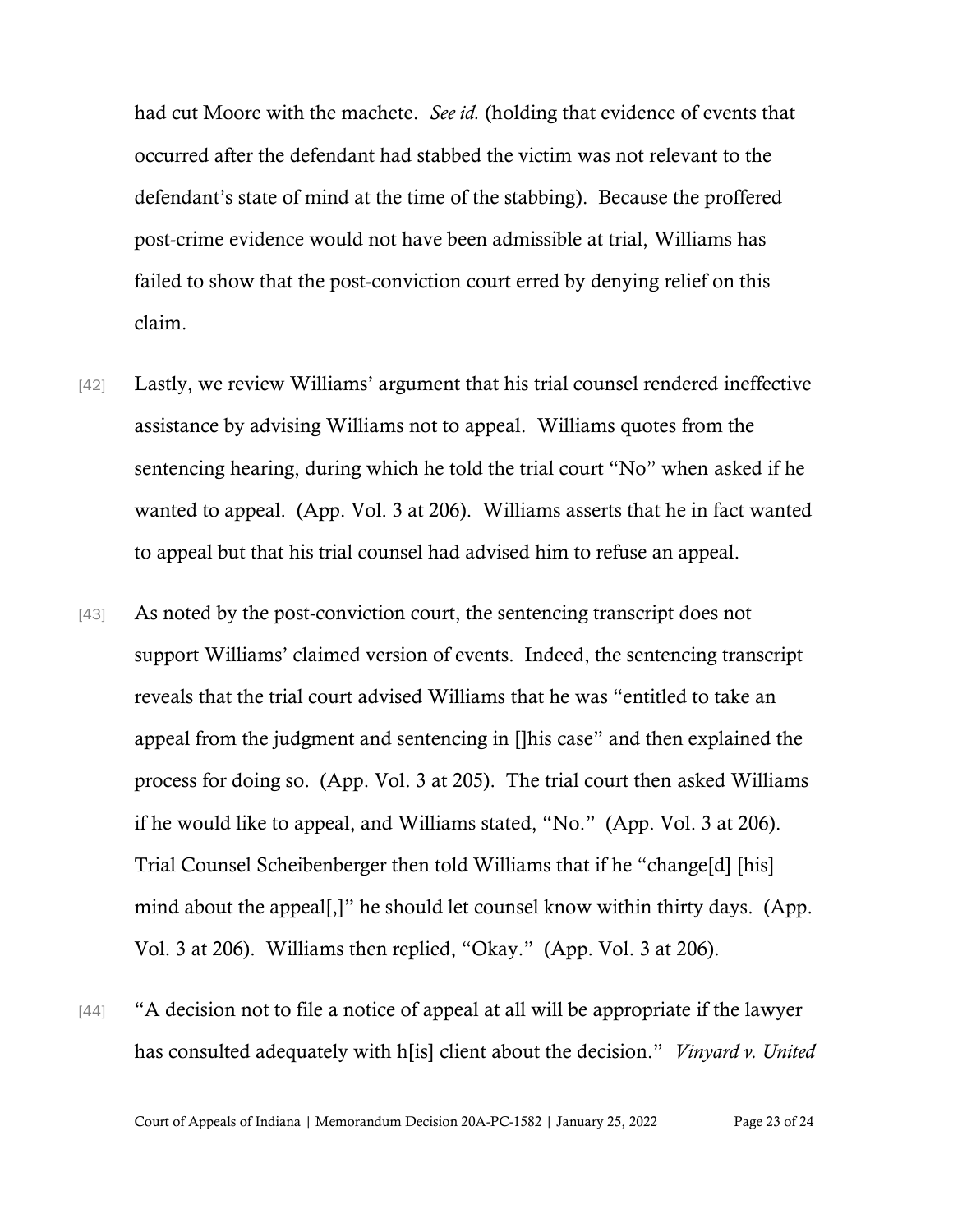had cut Moore with the machete. *See id.* (holding that evidence of events that occurred after the defendant had stabbed the victim was not relevant to the defendant's state of mind at the time of the stabbing). Because the proffered post-crime evidence would not have been admissible at trial, Williams has failed to show that the post-conviction court erred by denying relief on this claim.

[42] Lastly, we review Williams' argument that his trial counsel rendered ineffective assistance by advising Williams not to appeal. Williams quotes from the sentencing hearing, during which he told the trial court "No" when asked if he wanted to appeal. (App. Vol. 3 at 206). Williams asserts that he in fact wanted to appeal but that his trial counsel had advised him to refuse an appeal.

[43] As noted by the post-conviction court, the sentencing transcript does not support Williams' claimed version of events. Indeed, the sentencing transcript reveals that the trial court advised Williams that he was "entitled to take an appeal from the judgment and sentencing in []his case" and then explained the process for doing so. (App. Vol. 3 at 205). The trial court then asked Williams if he would like to appeal, and Williams stated, "No." (App. Vol. 3 at 206). Trial Counsel Scheibenberger then told Williams that if he "change[d] [his] mind about the appeal[,]" he should let counsel know within thirty days. (App. Vol. 3 at 206). Williams then replied, "Okay." (App. Vol. 3 at 206).

[44] "A decision not to file a notice of appeal at all will be appropriate if the lawyer has consulted adequately with h[is] client about the decision." *Vinyard v. United*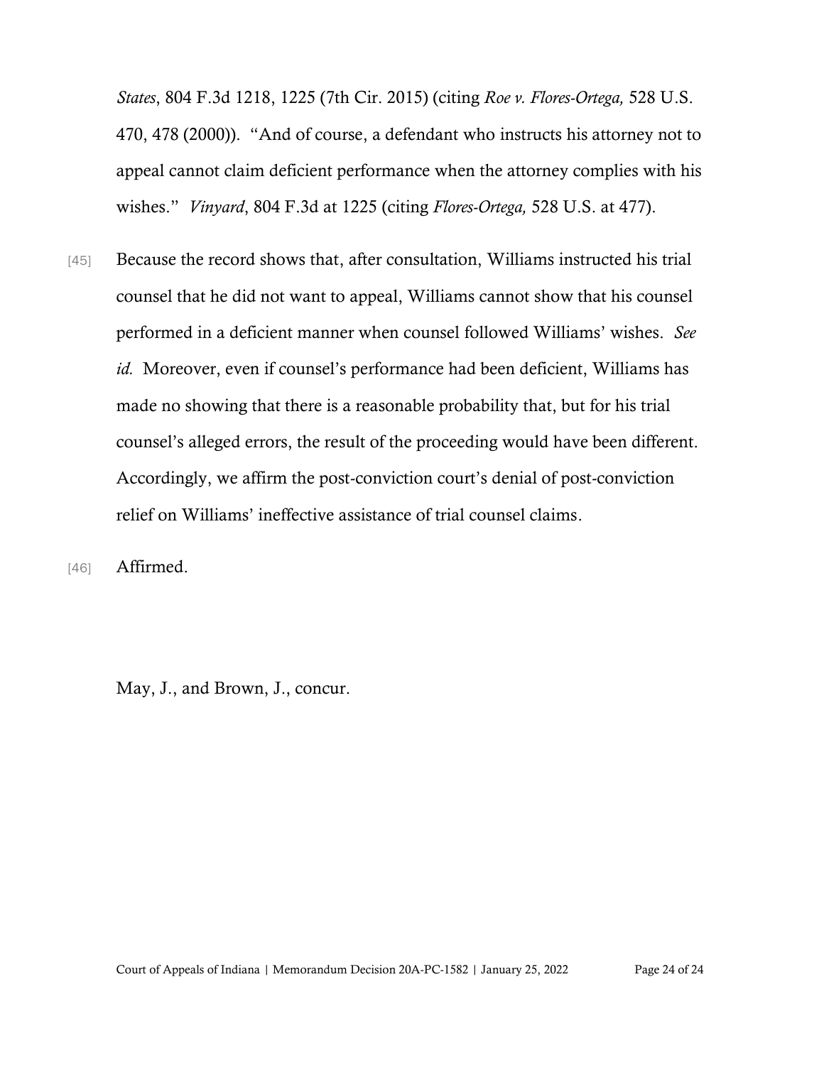*States*, 804 F.3d 1218, 1225 (7th Cir. 2015) (citing *Roe v. Flores-Ortega,* 528 U.S. 470, 478 (2000)). "And of course, a defendant who instructs his attorney not to appeal cannot claim deficient performance when the attorney complies with his wishes." *Vinyard*, 804 F.3d at 1225 (citing *Flores-Ortega,* 528 U.S. at 477).

[45] Because the record shows that, after consultation, Williams instructed his trial counsel that he did not want to appeal, Williams cannot show that his counsel performed in a deficient manner when counsel followed Williams' wishes. *See id.* Moreover, even if counsel's performance had been deficient, Williams has made no showing that there is a reasonable probability that, but for his trial counsel's alleged errors, the result of the proceeding would have been different. Accordingly, we affirm the post-conviction court's denial of post-conviction relief on Williams' ineffective assistance of trial counsel claims.

[46] Affirmed.

May, J., and Brown, J., concur.